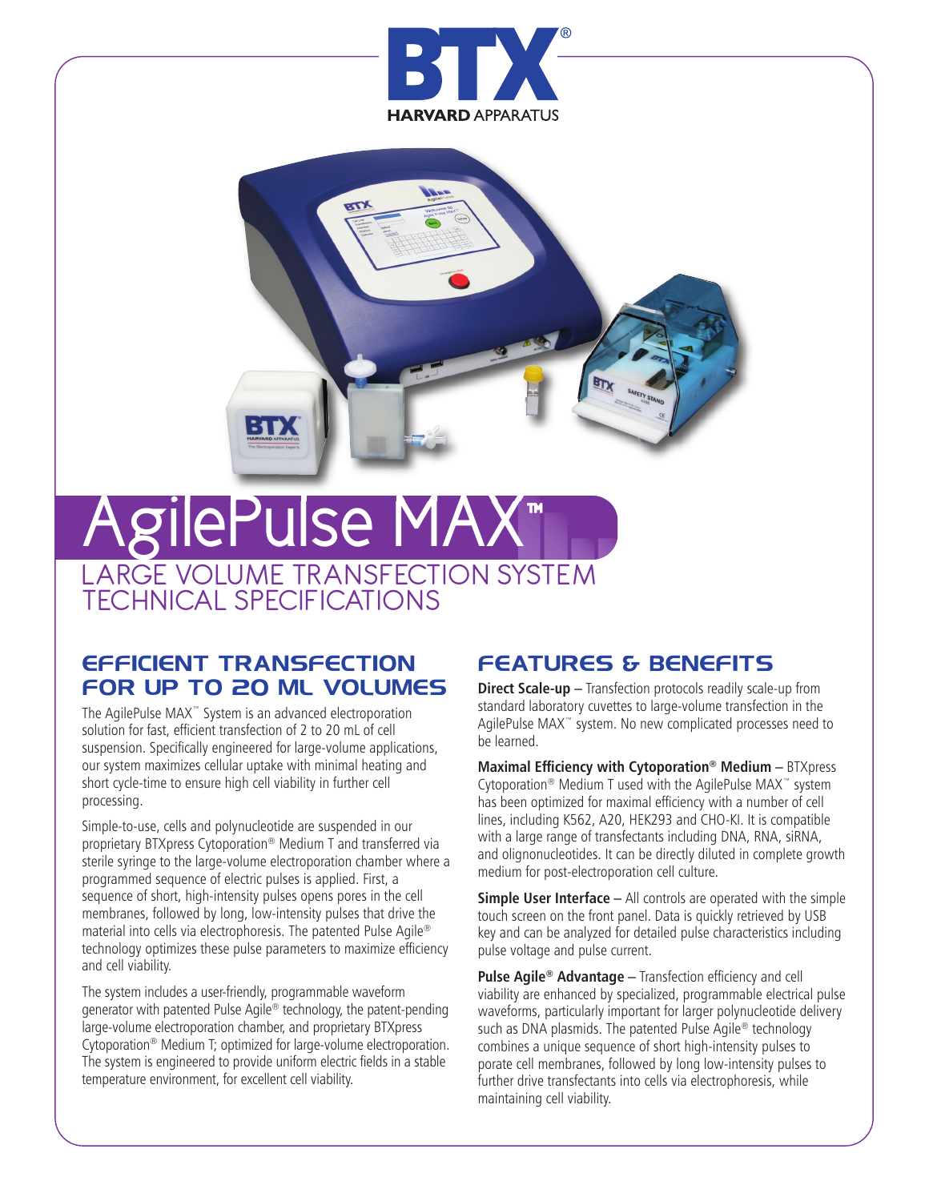# AgilePulse MAX™

## LARGE VOLUME TRANSFECTION SYSTEM TECHNICAL SPECIFICATIONS

## EFFICIENT TRANSFECTION FOR UP TO 20 ML VOLUMES

The AgilePulse MAX™ System is an advanced electroporation solution for fast, efficient transfection of 2 to 20 mL of cell suspension. Specifically engineered for large-volume applications, our system maximizes cellular uptake with minimal heating and short cycle-time to ensure high cell viability in further cell processing.

Simple-to-use, cells and polynucleotide are suspended in our proprietary BTXpress Cytoporation® Medium T and transferred via sterile syringe to the large-volume electroporation chamber where a programmed sequence of electric pulses is applied. First, a sequence of short, high-intensity pulses opens pores in the cell membranes, followed by long, low-intensity pulses that drive the material into cells via electrophoresis. The patented Pulse Agile® technology optimizes these pulse parameters to maximize efficiency and cell viability.

The system includes a user-friendly, programmable waveform generator with patented Pulse Agile® technology, the patent-pending large-volume electroporation chamber, and proprietary BTXpress Cytoporation® Medium T; optimized for large-volume electroporation. The system is engineered to provide uniform electric fields in a stable temperature environment, for excellent cell viability.

## FEATURES & BENEFITS

**Direct Scale-up** – Transfection protocols readily scale-up from standard laboratory cuvettes to large-volume transfection in the AgilePulse MAX™ system. No new complicated processes need to be learned.

**Maximal Efficiency with Cytoporation® Medium** – BTXpress Cytoporation® Medium T used with the AgilePulse MAX™ system has been optimized for maximal efficiency with a number of cell lines, including K562, A20, HEK293 and CHO-KI. It is compatible with a large range of transfectants including DNA, RNA, siRNA, and olignonucleotides. It can be directly diluted in complete growth medium for post-electroporation cell culture.

**Simple User Interface** – All controls are operated with the simple touch screen on the front panel. Data is quickly retrieved by USB key and can be analyzed for detailed pulse characteristics including pulse voltage and pulse current.

**Pulse Agile® Advantage** – Transfection efficiency and cell viability are enhanced by specialized, programmable electrical pulse waveforms, particularly important for larger polynucleotide delivery such as DNA plasmids. The patented Pulse Agile® technology combines a unique sequence of short high-intensity pulses to porate cell membranes, followed by long low-intensity pulses to further drive transfectants into cells via electrophoresis, while maintaining cell viability.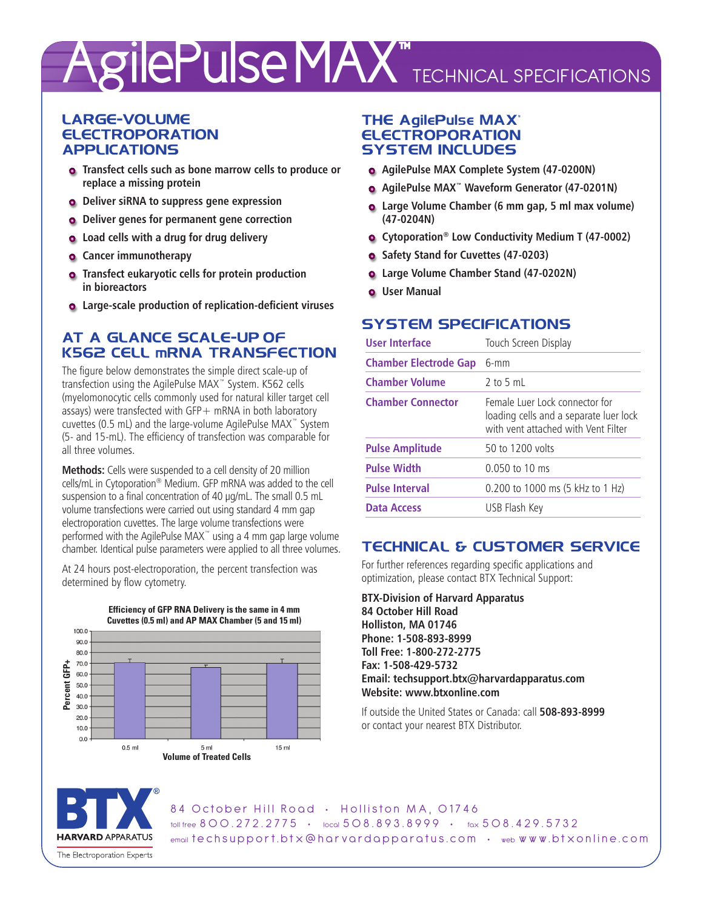# AgilePulse MAX™ TECHNICAL SPECIFICATIONS

## LARGE-VOLUME ELECTROPORATION APPLICATIONS

- Transfect cells such as bone marrow cells to produce or replace a missing protein
- Deliver siRNA to suppress gene expression
- Deliver genes for permanent gene correction
- Load cells with a drug for drug delivery
- Cancer immunotherapy
- Transfect eukaryotic cells for protein production in bioreactors
- Large-scale production of replication-deficient viruses

## AT A GLANCE SCALE-UP OF K562 CELL mRNA TRANSFECTION

The figure below demonstrates the simple direct scale-up of transfection using the AgilePulse MAX™ System. K562 cells (myelomonocytic cells commonly used for natural killer target cell assays) were transfected with GFP+ mRNA in both laboratory cuvettes (0.5 mL) and the large-volume AgilePulse MAX™ System (5- and 15-mL). The efficiency of transfection was comparable for all three volumes.

**Methods:** Cells were suspended to a cell density of 20 million cells/mL in Cytoporation® Medium. GFP mRNA was added to the cell suspension to a final concentration of 40 µg/mL. The small 0.5 mL volume transfections were carried out using standard 4 mm gap electroporation cuvettes. The large volume transfections were performed with the AgilePulse MAX™ using a 4 mm gap large volume chamber. Identical pulse parameters were applied to all three volumes.

At 24 hours post-electroporation, the percent transfection was determined by flow cytometry.

Efficiency of GFP RNA Delivery is the same in 4 mm Cuvettes (0.5 ml) and AP MAX Chamber (5 and 15 ml)

Percent GFP+

100.0
90.0
80.0
70.0
60.0
50.0
40.0
30.0
20.0
10.0
0.0

0.5 ml
5 ml
15 ml

Volume of Treated Cells

## THE AgilePulse MAX® ELECTROPORATION SYSTEM INCLUDES

- AgilePulse MAX Complete System (47-0200N)
- AgilePulse MAX™ Waveform Generator (47-0201N)
- Large Volume Chamber (6 mm gap, 5 ml max volume) (47-0204N)
- Cytoporation® Low Conductivity Medium T (47-0002)
- Safety Stand for Cuvettes (47-0203)
- Large Volume Chamber Stand (47-0202N)
- User Manual

## SYSTEM SPECIFICATIONS

| | |
|---|---|
| User Interface | Touch Screen Display |
| Chamber Electrode Gap | 6-mm |
| Chamber Volume | 2 to 5 mL |
| Chamber Connector | Female Luer Lock connector for loading cells and a separate luer lock with vent attached with Vent Filter |
| Pulse Amplitude | 50 to 1200 volts |
| Pulse Width | 0.050 to 10 ms |
| Pulse Interval | 0.200 to 1000 ms (5 kHz to 1 Hz) |
| Data Access | USB Flash Key |

## TECHNICAL & CUSTOMER SERVICE

For further references regarding specific applications and optimization, please contact BTX Technical Support:

**BTX-Division of Harvard Apparatus**
**84 October Hill Road**
**Holliston, MA 01746**
**Phone: 1-508-893-8999**
**Toll Free: 1-800-272-2775**
**Fax: 1-508-429-5732**
**Email: techsupport.btx@harvardapparatus.com**
**Website: www.btxonline.com**

If outside the United States or Canada: call **508-893-8999** or contact your nearest BTX Distributor.

BTX® HARVARD APPARATUS
The Electroporation Experts

84 October Hill Road • Holliston MA, 01746
toll free 800.272.2775 • local 508.893.8999 • fax 508.429.5732
email techsupport.btx@harvardapparatus.com • web www.btxonline.com